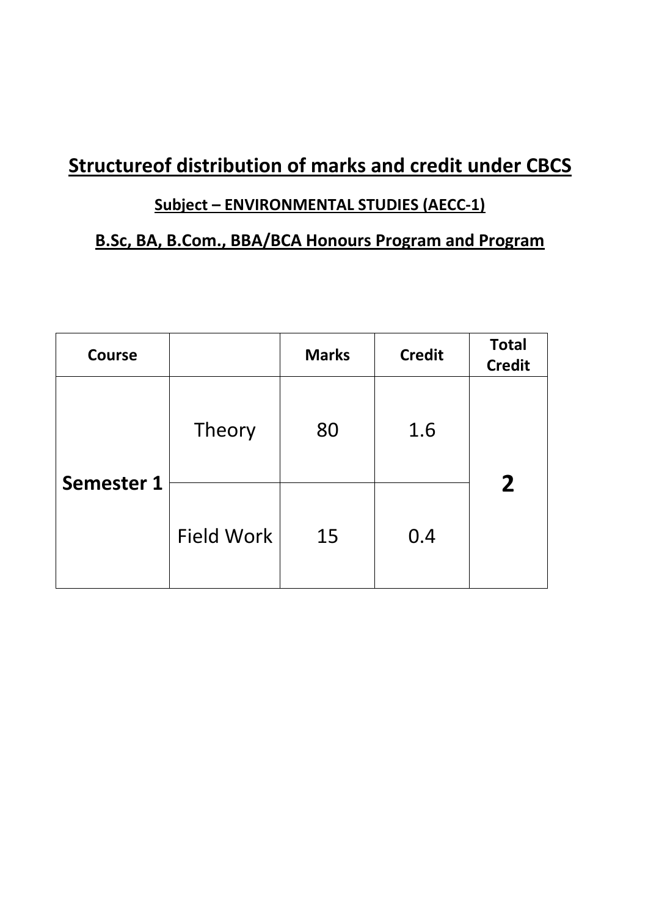# Structureof distribution of marks and credit under CBCS

## Subject – ENVIRONMENTAL STUDIES (AECC-1)

## B.Sc, BA, B.Com., BBA/BCA Honours Program and Program

| Course | | Marks | Credit | Total Credit |
|---|---|---|---|---|
| **Semester 1** | Theory | 80 | 1.6 | **2** |
| | Field Work | 15 | 0.4 | |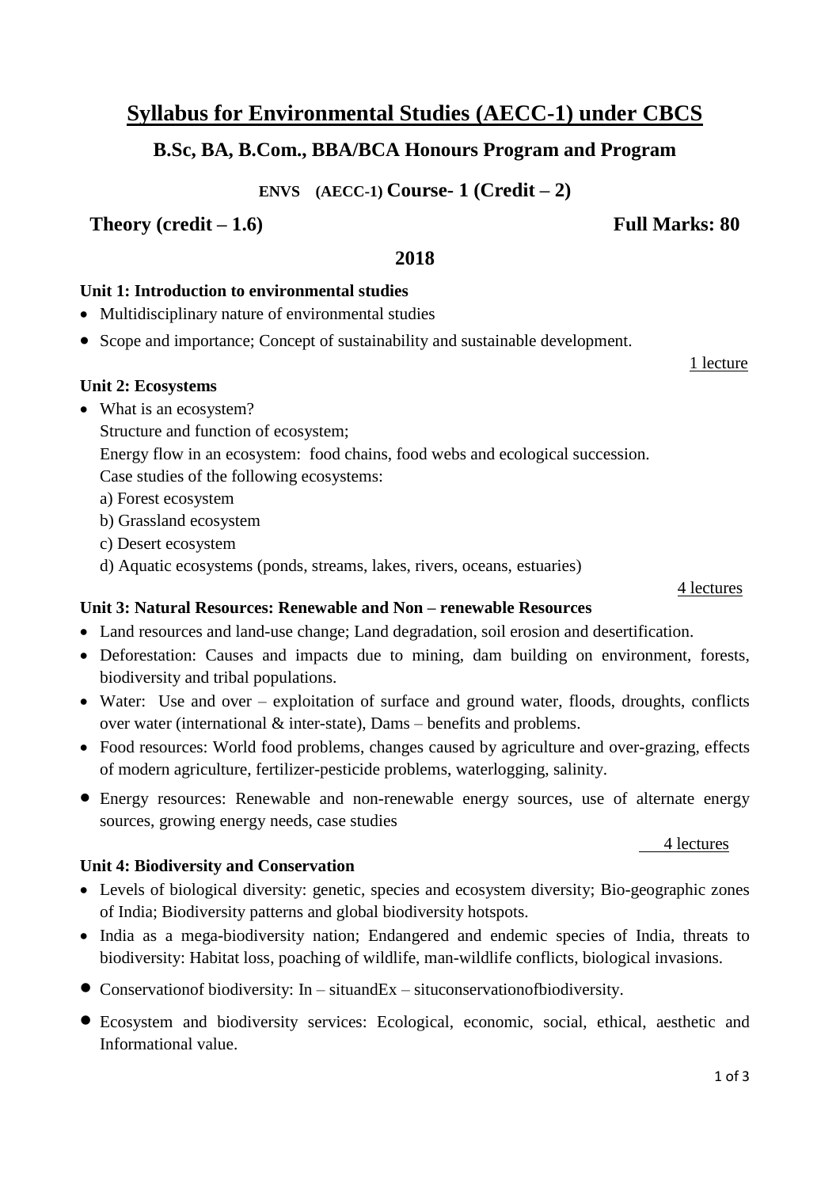# Syllabus for Environmental Studies (AECC-1) under CBCS

## B.Sc, BA, B.Com., BBA/BCA Honours Program and Program

### ENVS (AECC-1) Course- 1 (Credit – 2)

**Theory (credit – 1.6)** **Full Marks: 80**

**2018**

**Unit 1: Introduction to environmental studies**

- Multidisciplinary nature of environmental studies
- Scope and importance; Concept of sustainability and sustainable development.

1 lecture

**Unit 2: Ecosystems**

- What is an ecosystem?
  Structure and function of ecosystem;
  Energy flow in an ecosystem: food chains, food webs and ecological succession.
  Case studies of the following ecosystems:
  a) Forest ecosystem
  b) Grassland ecosystem
  c) Desert ecosystem
  d) Aquatic ecosystems (ponds, streams, lakes, rivers, oceans, estuaries)

4 lectures

**Unit 3: Natural Resources: Renewable and Non – renewable Resources**

- Land resources and land-use change; Land degradation, soil erosion and desertification.
- Deforestation: Causes and impacts due to mining, dam building on environment, forests, biodiversity and tribal populations.
- Water: Use and over – exploitation of surface and ground water, floods, droughts, conflicts over water (international & inter-state), Dams – benefits and problems.
- Food resources: World food problems, changes caused by agriculture and over-grazing, effects of modern agriculture, fertilizer-pesticide problems, waterlogging, salinity.
- Energy resources: Renewable and non-renewable energy sources, use of alternate energy sources, growing energy needs, case studies

4 lectures

**Unit 4: Biodiversity and Conservation**

- Levels of biological diversity: genetic, species and ecosystem diversity; Bio-geographic zones of India; Biodiversity patterns and global biodiversity hotspots.
- India as a mega-biodiversity nation; Endangered and endemic species of India, threats to biodiversity: Habitat loss, poaching of wildlife, man-wildlife conflicts, biological invasions.
- Conservationof biodiversity: In – situandEx – situconservationofbiodiversity.
- Ecosystem and biodiversity services: Ecological, economic, social, ethical, aesthetic and Informational value.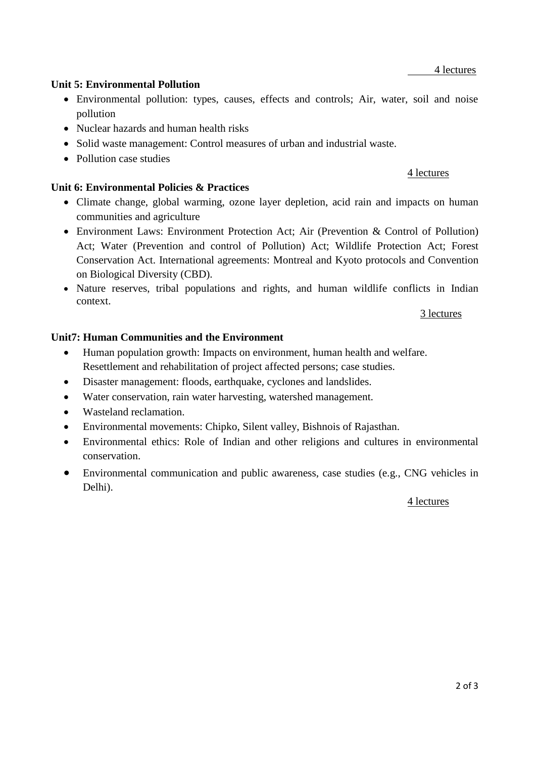4 lectures

**Unit 5: Environmental Pollution**

- Environmental pollution: types, causes, effects and controls; Air, water, soil and noise pollution
- Nuclear hazards and human health risks
- Solid waste management: Control measures of urban and industrial waste.
- Pollution case studies

4 lectures

**Unit 6: Environmental Policies & Practices**

- Climate change, global warming, ozone layer depletion, acid rain and impacts on human communities and agriculture
- Environment Laws: Environment Protection Act; Air (Prevention & Control of Pollution) Act; Water (Prevention and control of Pollution) Act; Wildlife Protection Act; Forest Conservation Act. International agreements: Montreal and Kyoto protocols and Convention on Biological Diversity (CBD).
- Nature reserves, tribal populations and rights, and human wildlife conflicts in Indian context.

3 lectures

**Unit7: Human Communities and the Environment**

- Human population growth: Impacts on environment, human health and welfare. Resettlement and rehabilitation of project affected persons; case studies.
- Disaster management: floods, earthquake, cyclones and landslides.
- Water conservation, rain water harvesting, watershed management.
- Wasteland reclamation.
- Environmental movements: Chipko, Silent valley, Bishnois of Rajasthan.
- Environmental ethics: Role of Indian and other religions and cultures in environmental conservation.
- Environmental communication and public awareness, case studies (e.g., CNG vehicles in Delhi).

4 lectures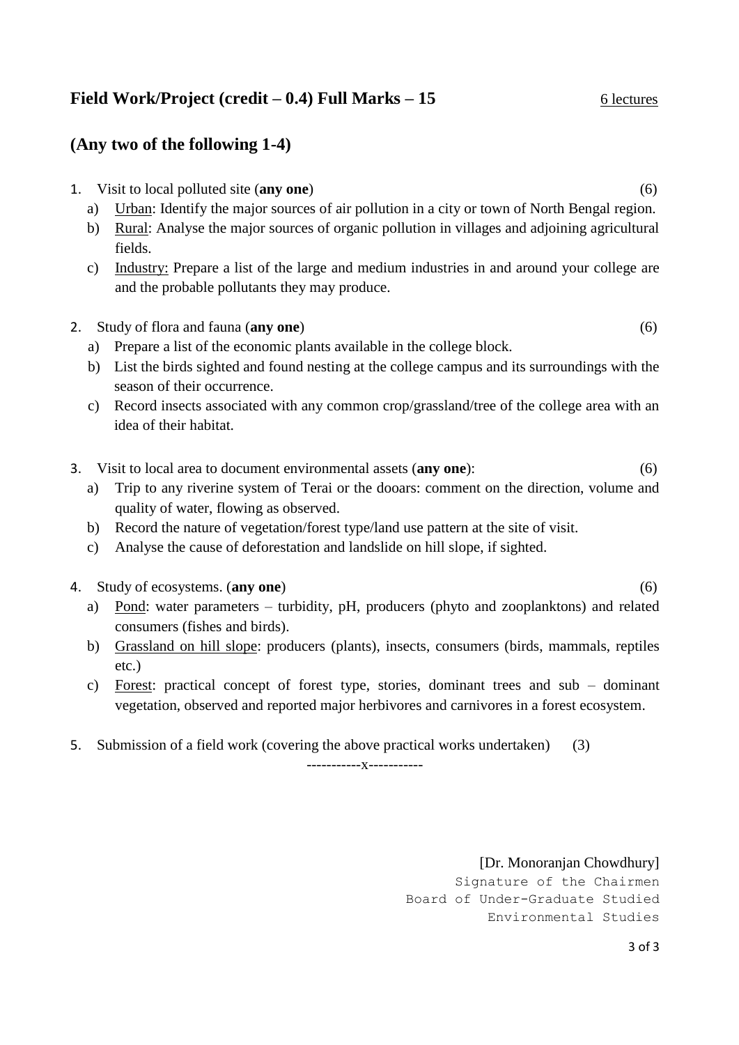## Field Work/Project (credit – 0.4) Full Marks – 15 <u>6 lectures</u>

## (Any two of the following 1-4)

1. Visit to local polluted site (**any one**) (6)
   a) <u>Urban</u>: Identify the major sources of air pollution in a city or town of North Bengal region.
   b) <u>Rural</u>: Analyse the major sources of organic pollution in villages and adjoining agricultural fields.
   c) <u>Industry:</u> Prepare a list of the large and medium industries in and around your college are and the probable pollutants they may produce.

2. Study of flora and fauna (**any one**) (6)
   a) Prepare a list of the economic plants available in the college block.
   b) List the birds sighted and found nesting at the college campus and its surroundings with the season of their occurrence.
   c) Record insects associated with any common crop/grassland/tree of the college area with an idea of their habitat.

3. Visit to local area to document environmental assets (**any one**): (6)
   a) Trip to any riverine system of Terai or the dooars: comment on the direction, volume and quality of water, flowing as observed.
   b) Record the nature of vegetation/forest type/land use pattern at the site of visit.
   c) Analyse the cause of deforestation and landslide on hill slope, if sighted.

4. Study of ecosystems. (**any one**) (6)
   a) <u>Pond</u>: water parameters – turbidity, pH, producers (phyto and zooplanktons) and related consumers (fishes and birds).
   b) <u>Grassland on hill slope</u>: producers (plants), insects, consumers (birds, mammals, reptiles etc.)
   c) <u>Forest</u>: practical concept of forest type, stories, dominant trees and sub – dominant vegetation, observed and reported major herbivores and carnivores in a forest ecosystem.

5. Submission of a field work (covering the above practical works undertaken) (3)

-----------x-----------

[Dr. Monoranjan Chowdhury]
Signature of the Chairmen
Board of Under-Graduate Studied
Environmental Studies